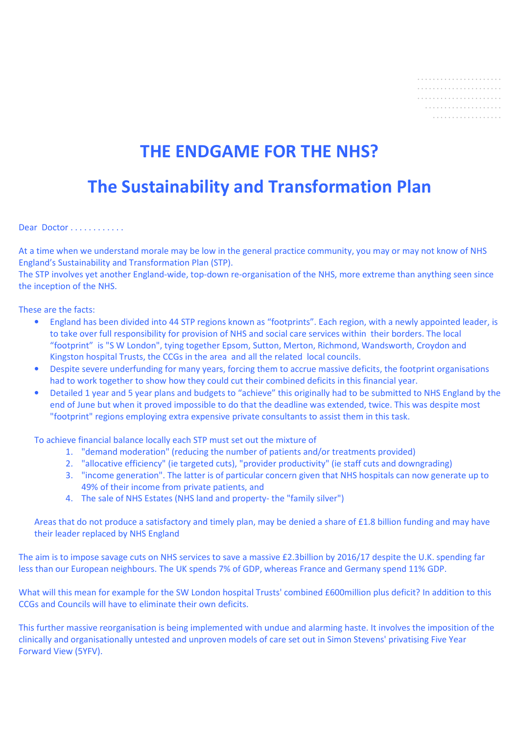# THE ENDGAME FOR THE NHS?

## The Sustainability and Transformation Plan

Dear Doctor . . . . . . . . . . . .

At a time when we understand morale may be low in the general practice community, you may or may not know of NHS England's Sustainability and Transformation Plan (STP).
The STP involves yet another England-wide, top-down re-organisation of the NHS, more extreme than anything seen since the inception of the NHS.

These are the facts:

- England has been divided into 44 STP regions known as "footprints". Each region, with a newly appointed leader, is to take over full responsibility for provision of NHS and social care services within their borders. The local "footprint" is "S W London", tying together Epsom, Sutton, Merton, Richmond, Wandsworth, Croydon and Kingston hospital Trusts, the CCGs in the area and all the related local councils.
- Despite severe underfunding for many years, forcing them to accrue massive deficits, the footprint organisations had to work together to show how they could cut their combined deficits in this financial year.
- Detailed 1 year and 5 year plans and budgets to "achieve" this originally had to be submitted to NHS England by the end of June but when it proved impossible to do that the deadline was extended, twice. This was despite most "footprint" regions employing extra expensive private consultants to assist them in this task.

To achieve financial balance locally each STP must set out the mixture of

1. "demand moderation" (reducing the number of patients and/or treatments provided)
2. "allocative efficiency" (ie targeted cuts), "provider productivity" (ie staff cuts and downgrading)
3. "income generation". The latter is of particular concern given that NHS hospitals can now generate up to 49% of their income from private patients, and
4. The sale of NHS Estates (NHS land and property- the "family silver")

Areas that do not produce a satisfactory and timely plan, may be denied a share of £1.8 billion funding and may have their leader replaced by NHS England

The aim is to impose savage cuts on NHS services to save a massive £2.3billion by 2016/17 despite the U.K. spending far less than our European neighbours. The UK spends 7% of GDP, whereas France and Germany spend 11% GDP.

What will this mean for example for the SW London hospital Trusts' combined £600million plus deficit? In addition to this CCGs and Councils will have to eliminate their own deficits.

This further massive reorganisation is being implemented with undue and alarming haste. It involves the imposition of the clinically and organisationally untested and unproven models of care set out in Simon Stevens' privatising Five Year Forward View (5YFV).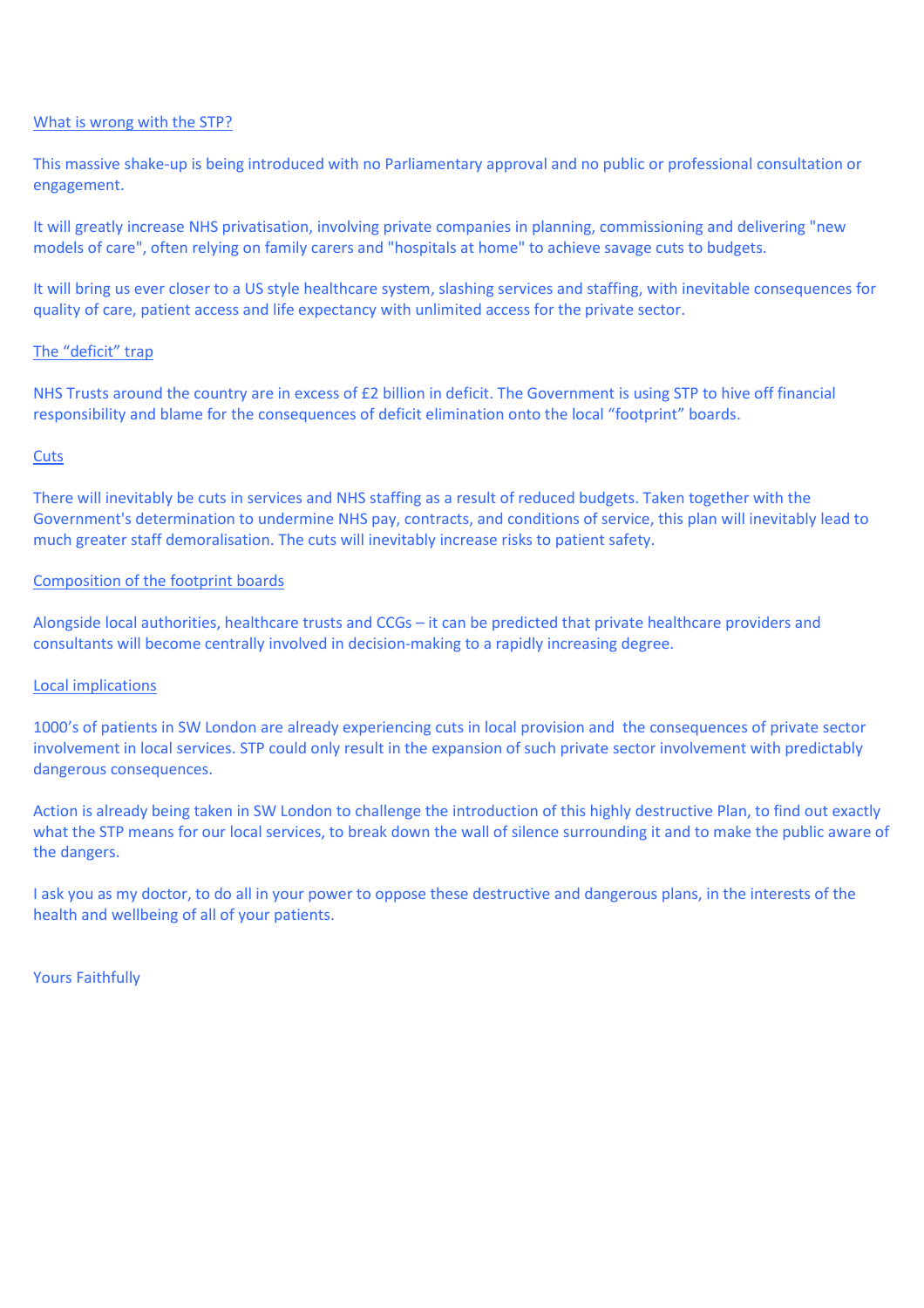What is wrong with the STP?

This massive shake-up is being introduced with no Parliamentary approval and no public or professional consultation or engagement.

It will greatly increase NHS privatisation, involving private companies in planning, commissioning and delivering "new models of care", often relying on family carers and "hospitals at home" to achieve savage cuts to budgets.

It will bring us ever closer to a US style healthcare system, slashing services and staffing, with inevitable consequences for quality of care, patient access and life expectancy with unlimited access for the private sector.

The “deficit” trap

NHS Trusts around the country are in excess of £2 billion in deficit. The Government is using STP to hive off financial responsibility and blame for the consequences of deficit elimination onto the local “footprint” boards.

Cuts

There will inevitably be cuts in services and NHS staffing as a result of reduced budgets. Taken together with the Government's determination to undermine NHS pay, contracts, and conditions of service, this plan will inevitably lead to much greater staff demoralisation. The cuts will inevitably increase risks to patient safety.

Composition of the footprint boards

Alongside local authorities, healthcare trusts and CCGs – it can be predicted that private healthcare providers and consultants will become centrally involved in decision-making to a rapidly increasing degree.

Local implications

1000’s of patients in SW London are already experiencing cuts in local provision and the consequences of private sector involvement in local services. STP could only result in the expansion of such private sector involvement with predictably dangerous consequences.

Action is already being taken in SW London to challenge the introduction of this highly destructive Plan, to find out exactly what the STP means for our local services, to break down the wall of silence surrounding it and to make the public aware of the dangers.

I ask you as my doctor, to do all in your power to oppose these destructive and dangerous plans, in the interests of the health and wellbeing of all of your patients.

Yours Faithfully